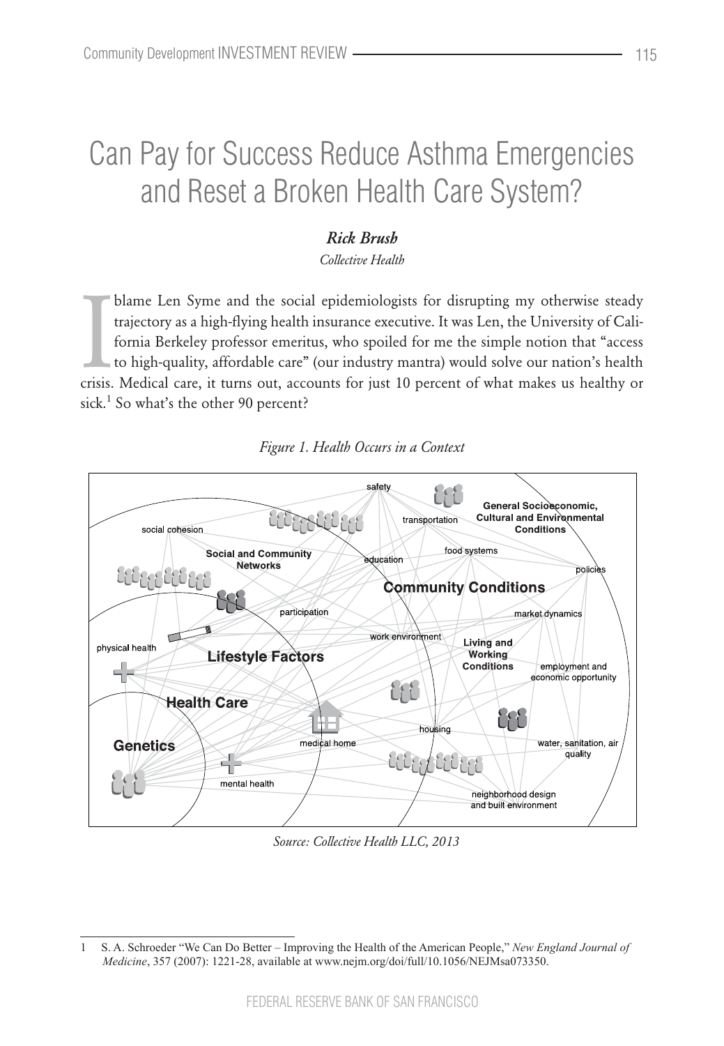# Can Pay for Success Reduce Asthma Emergencies and Reset a Broken Health Care System?

***Rick Brush***

*Collective Health*

I blame Len Syme and the social epidemiologists for disrupting my otherwise steady trajectory as a high-flying health insurance executive. It was Len, the University of California Berkeley professor emeritus, who spoiled for me the simple notion that "access to high-quality, affordable care" (our industry mantra) would solve our nation's health crisis. Medical care, it turns out, accounts for just 10 percent of what makes us healthy or sick.[1] So what's the other 90 percent?

*Figure 1. Health Occurs in a Context*

*Source: Collective Health LLC, 2013*

---

1 S. A. Schroeder "We Can Do Better – Improving the Health of the American People," *New England Journal of Medicine*, 357 (2007): 1221-28, available at www.nejm.org/doi/full/10.1056/NEJMsa073350.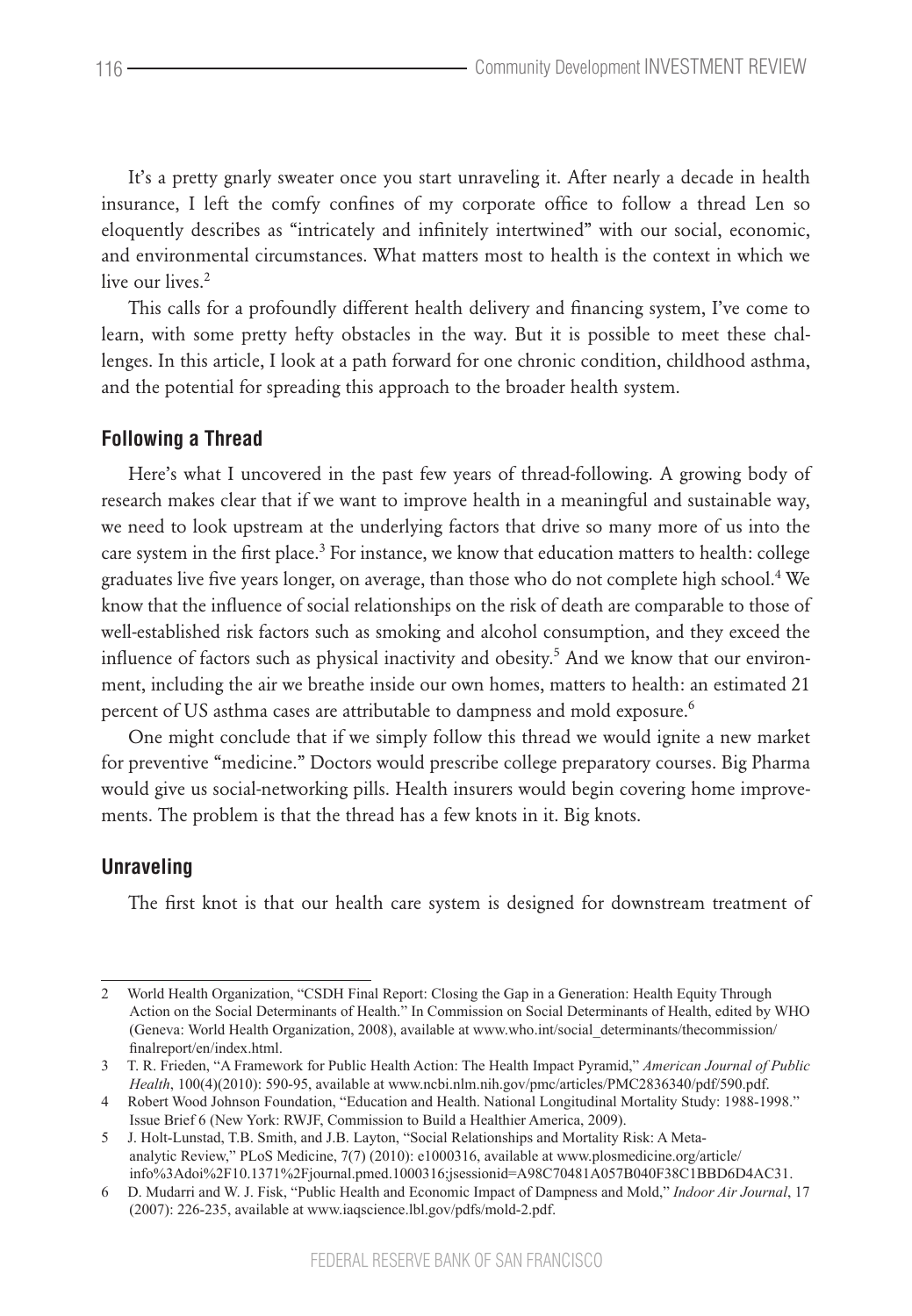It's a pretty gnarly sweater once you start unraveling it. After nearly a decade in health insurance, I left the comfy confines of my corporate office to follow a thread Len so eloquently describes as "intricately and infinitely intertwined" with our social, economic, and environmental circumstances. What matters most to health is the context in which we live our lives.[2]

This calls for a profoundly different health delivery and financing system, I've come to learn, with some pretty hefty obstacles in the way. But it is possible to meet these challenges. In this article, I look at a path forward for one chronic condition, childhood asthma, and the potential for spreading this approach to the broader health system.

## Following a Thread

Here's what I uncovered in the past few years of thread-following. A growing body of research makes clear that if we want to improve health in a meaningful and sustainable way, we need to look upstream at the underlying factors that drive so many more of us into the care system in the first place.[3] For instance, we know that education matters to health: college graduates live five years longer, on average, than those who do not complete high school.[4] We know that the influence of social relationships on the risk of death are comparable to those of well-established risk factors such as smoking and alcohol consumption, and they exceed the influence of factors such as physical inactivity and obesity.[5] And we know that our environment, including the air we breathe inside our own homes, matters to health: an estimated 21 percent of US asthma cases are attributable to dampness and mold exposure.[6]

One might conclude that if we simply follow this thread we would ignite a new market for preventive "medicine." Doctors would prescribe college preparatory courses. Big Pharma would give us social-networking pills. Health insurers would begin covering home improvements. The problem is that the thread has a few knots in it. Big knots.

## Unraveling

The first knot is that our health care system is designed for downstream treatment of

---

2 World Health Organization, "CSDH Final Report: Closing the Gap in a Generation: Health Equity Through Action on the Social Determinants of Health." In Commission on Social Determinants of Health, edited by WHO (Geneva: World Health Organization, 2008), available at www.who.int/social_determinants/thecommission/finalreport/en/index.html.

3 T. R. Frieden, "A Framework for Public Health Action: The Health Impact Pyramid," *American Journal of Public Health*, 100(4)(2010): 590-95, available at www.ncbi.nlm.nih.gov/pmc/articles/PMC2836340/pdf/590.pdf.

4 Robert Wood Johnson Foundation, "Education and Health. National Longitudinal Mortality Study: 1988-1998." Issue Brief 6 (New York: RWJF, Commission to Build a Healthier America, 2009).

5 J. Holt-Lunstad, T.B. Smith, and J.B. Layton, "Social Relationships and Mortality Risk: A Meta-analytic Review," PLoS Medicine, 7(7) (2010): e1000316, available at www.plosmedicine.org/article/info%3Adoi%2F10.1371%2Fjournal.pmed.1000316;jsessionid=A98C70481A057B040F38C1BBD6D4AC31.

6 D. Mudarri and W. J. Fisk, "Public Health and Economic Impact of Dampness and Mold," *Indoor Air Journal*, 17 (2007): 226-235, available at www.iaqscience.lbl.gov/pdfs/mold-2.pdf.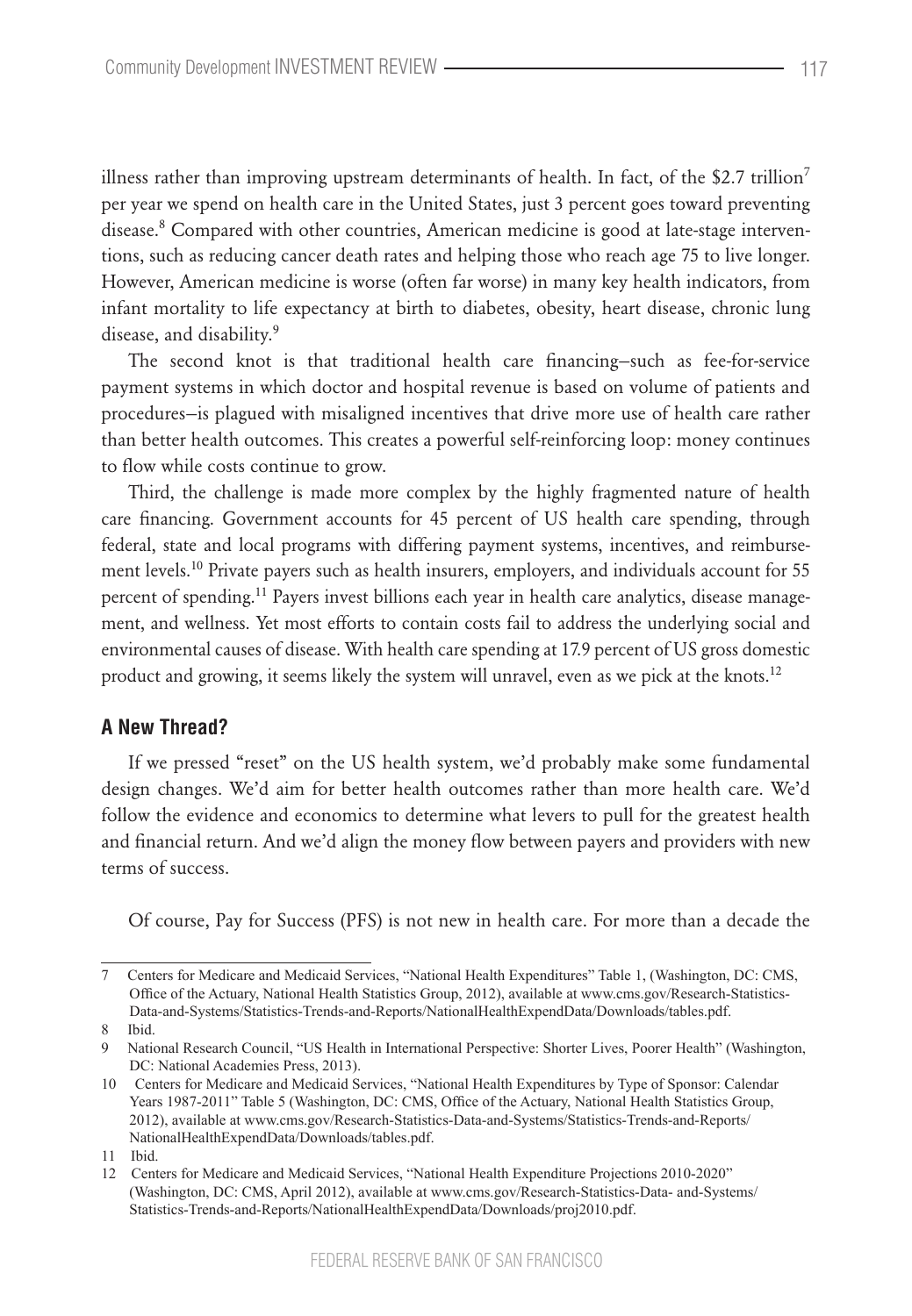illness rather than improving upstream determinants of health. In fact, of the $2.7 trillion[7] per year we spend on health care in the United States, just 3 percent goes toward preventing disease.[8] Compared with other countries, American medicine is good at late-stage interventions, such as reducing cancer death rates and helping those who reach age 75 to live longer. However, American medicine is worse (often far worse) in many key health indicators, from infant mortality to life expectancy at birth to diabetes, obesity, heart disease, chronic lung disease, and disability.[9]

The second knot is that traditional health care financing–such as fee-for-service payment systems in which doctor and hospital revenue is based on volume of patients and procedures–is plagued with misaligned incentives that drive more use of health care rather than better health outcomes. This creates a powerful self-reinforcing loop: money continues to flow while costs continue to grow.

Third, the challenge is made more complex by the highly fragmented nature of health care financing. Government accounts for 45 percent of US health care spending, through federal, state and local programs with differing payment systems, incentives, and reimbursement levels.[10] Private payers such as health insurers, employers, and individuals account for 55 percent of spending.[11] Payers invest billions each year in health care analytics, disease management, and wellness. Yet most efforts to contain costs fail to address the underlying social and environmental causes of disease. With health care spending at 17.9 percent of US gross domestic product and growing, it seems likely the system will unravel, even as we pick at the knots.[12]

## A New Thread?

If we pressed "reset" on the US health system, we'd probably make some fundamental design changes. We'd aim for better health outcomes rather than more health care. We'd follow the evidence and economics to determine what levers to pull for the greatest health and financial return. And we'd align the money flow between payers and providers with new terms of success.

Of course, Pay for Success (PFS) is not new in health care. For more than a decade the

---

7 Centers for Medicare and Medicaid Services, "National Health Expenditures" Table 1, (Washington, DC: CMS, Office of the Actuary, National Health Statistics Group, 2012), available at www.cms.gov/Research-Statistics-Data-and-Systems/Statistics-Trends-and-Reports/NationalHealthExpendData/Downloads/tables.pdf.

8 Ibid.

9 National Research Council, "US Health in International Perspective: Shorter Lives, Poorer Health" (Washington, DC: National Academies Press, 2013).

10 Centers for Medicare and Medicaid Services, "National Health Expenditures by Type of Sponsor: Calendar Years 1987-2011" Table 5 (Washington, DC: CMS, Office of the Actuary, National Health Statistics Group, 2012), available at www.cms.gov/Research-Statistics-Data-and-Systems/Statistics-Trends-and-Reports/NationalHealthExpendData/Downloads/tables.pdf.

11 Ibid.

12 Centers for Medicare and Medicaid Services, "National Health Expenditure Projections 2010-2020" (Washington, DC: CMS, April 2012), available at www.cms.gov/Research-Statistics-Data- and-Systems/Statistics-Trends-and-Reports/NationalHealthExpendData/Downloads/proj2010.pdf.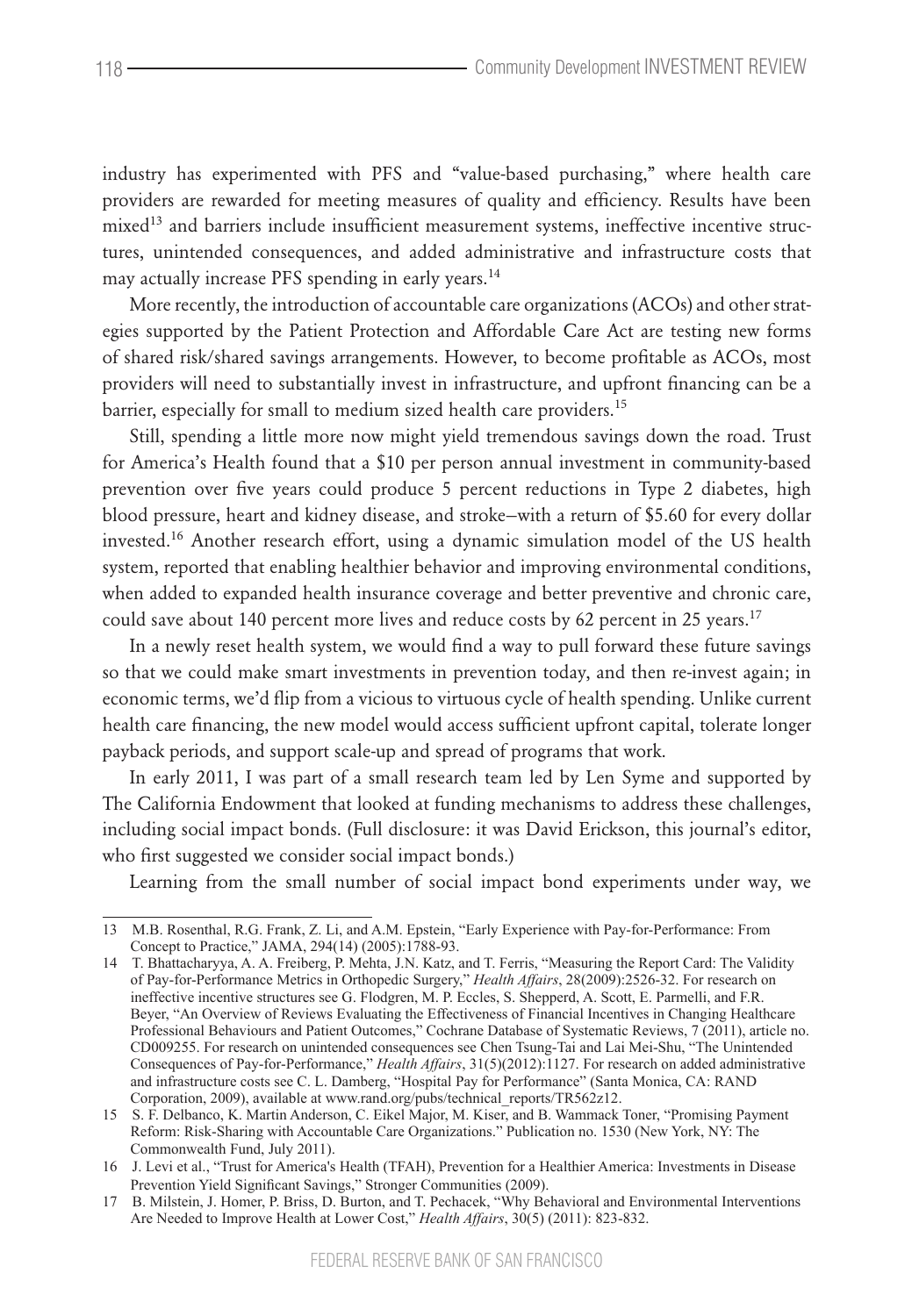industry has experimented with PFS and "value-based purchasing," where health care providers are rewarded for meeting measures of quality and efficiency. Results have been mixed[13] and barriers include insufficient measurement systems, ineffective incentive structures, unintended consequences, and added administrative and infrastructure costs that may actually increase PFS spending in early years.[14]

More recently, the introduction of accountable care organizations (ACOs) and other strategies supported by the Patient Protection and Affordable Care Act are testing new forms of shared risk/shared savings arrangements. However, to become profitable as ACOs, most providers will need to substantially invest in infrastructure, and upfront financing can be a barrier, especially for small to medium sized health care providers.[15]

Still, spending a little more now might yield tremendous savings down the road. Trust for America's Health found that a $10 per person annual investment in community-based prevention over five years could produce 5 percent reductions in Type 2 diabetes, high blood pressure, heart and kidney disease, and stroke–with a return of $5.60 for every dollar invested.[16] Another research effort, using a dynamic simulation model of the US health system, reported that enabling healthier behavior and improving environmental conditions, when added to expanded health insurance coverage and better preventive and chronic care, could save about 140 percent more lives and reduce costs by 62 percent in 25 years.[17]

In a newly reset health system, we would find a way to pull forward these future savings so that we could make smart investments in prevention today, and then re-invest again; in economic terms, we'd flip from a vicious to virtuous cycle of health spending. Unlike current health care financing, the new model would access sufficient upfront capital, tolerate longer payback periods, and support scale-up and spread of programs that work.

In early 2011, I was part of a small research team led by Len Syme and supported by The California Endowment that looked at funding mechanisms to address these challenges, including social impact bonds. (Full disclosure: it was David Erickson, this journal's editor, who first suggested we consider social impact bonds.)

Learning from the small number of social impact bond experiments under way, we

---

13 M.B. Rosenthal, R.G. Frank, Z. Li, and A.M. Epstein, "Early Experience with Pay-for-Performance: From Concept to Practice," JAMA, 294(14) (2005):1788-93.

14 T. Bhattacharyya, A. A. Freiberg, P. Mehta, J.N. Katz, and T. Ferris, "Measuring the Report Card: The Validity of Pay-for-Performance Metrics in Orthopedic Surgery," *Health Affairs*, 28(2009):2526-32. For research on ineffective incentive structures see G. Flodgren, M. P. Eccles, S. Shepperd, A. Scott, E. Parmelli, and F.R. Beyer, "An Overview of Reviews Evaluating the Effectiveness of Financial Incentives in Changing Healthcare Professional Behaviours and Patient Outcomes," Cochrane Database of Systematic Reviews, 7 (2011), article no. CD009255. For research on unintended consequences see Chen Tsung-Tai and Lai Mei-Shu, "The Unintended Consequences of Pay-for-Performance," *Health Affairs*, 31(5)(2012):1127. For research on added administrative and infrastructure costs see C. L. Damberg, "Hospital Pay for Performance" (Santa Monica, CA: RAND Corporation, 2009), available at www.rand.org/pubs/technical_reports/TR562z12.

15 S. F. Delbanco, K. Martin Anderson, C. Eikel Major, M. Kiser, and B. Wammack Toner, "Promising Payment Reform: Risk-Sharing with Accountable Care Organizations." Publication no. 1530 (New York, NY: The Commonwealth Fund, July 2011).

16 J. Levi et al., "Trust for America's Health (TFAH), Prevention for a Healthier America: Investments in Disease Prevention Yield Significant Savings," Stronger Communities (2009).

17 B. Milstein, J. Homer, P. Briss, D. Burton, and T. Pechacek, "Why Behavioral and Environmental Interventions Are Needed to Improve Health at Lower Cost," *Health Affairs*, 30(5) (2011): 823-832.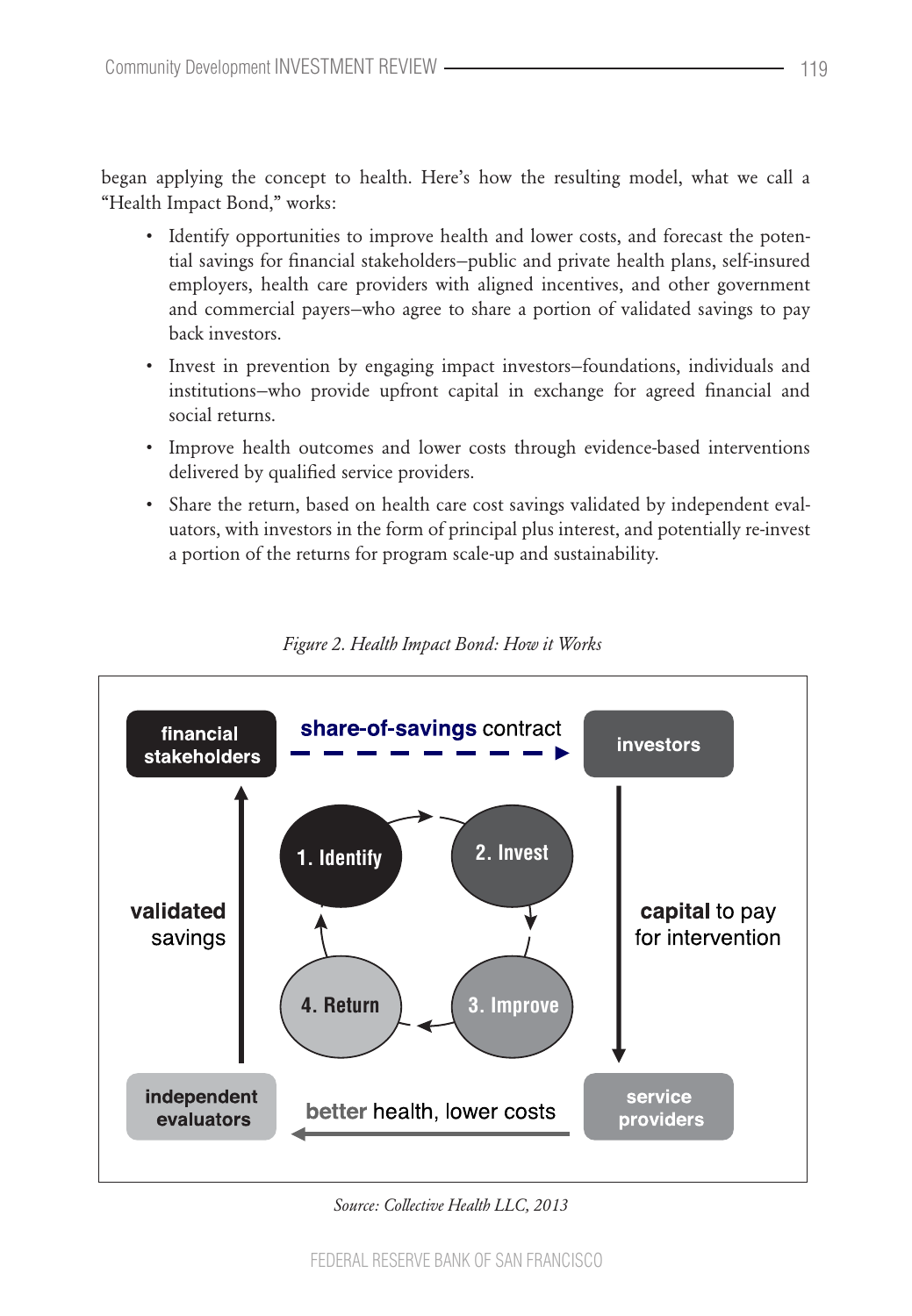began applying the concept to health. Here's how the resulting model, what we call a "Health Impact Bond," works:

- Identify opportunities to improve health and lower costs, and forecast the potential savings for financial stakeholders–public and private health plans, self-insured employers, health care providers with aligned incentives, and other government and commercial payers–who agree to share a portion of validated savings to pay back investors.
- Invest in prevention by engaging impact investors–foundations, individuals and institutions–who provide upfront capital in exchange for agreed financial and social returns.
- Improve health outcomes and lower costs through evidence-based interventions delivered by qualified service providers.
- Share the return, based on health care cost savings validated by independent evaluators, with investors in the form of principal plus interest, and potentially re-invest a portion of the returns for program scale-up and sustainability.

*Figure 2. Health Impact Bond: How it Works*

financial stakeholders — **share-of-savings** contract → investors

investors → **capital** to pay for intervention → service providers

service providers → **better** health, lower costs → independent evaluators

independent evaluators → **validated** savings → financial stakeholders

1. Identify → 2. Invest → 3. Improve → 4. Return

*Source: Collective Health LLC, 2013*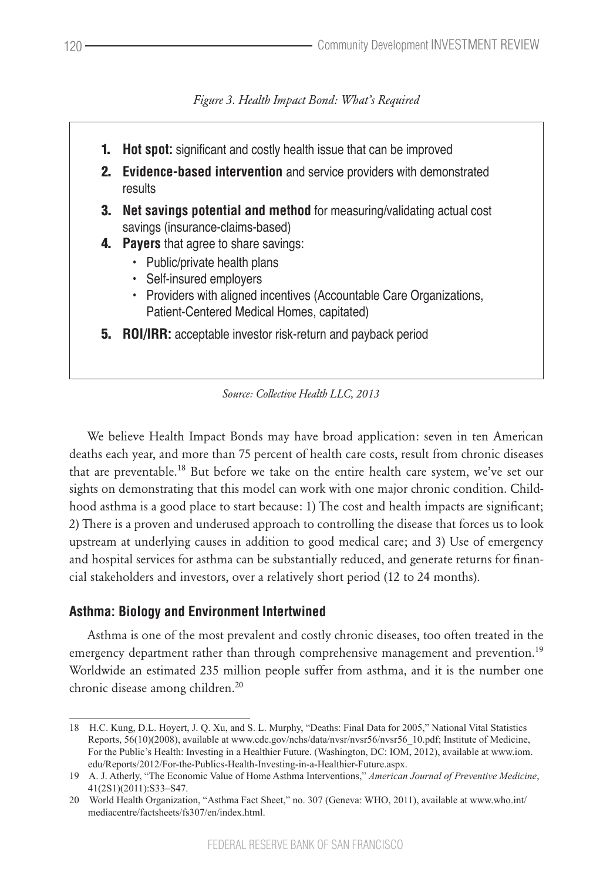*Figure 3. Health Impact Bond: What's Required*

1. **Hot spot:** significant and costly health issue that can be improved
2. **Evidence-based intervention** and service providers with demonstrated results
3. **Net savings potential and method** for measuring/validating actual cost savings (insurance-claims-based)
4. **Payers** that agree to share savings:
   - Public/private health plans
   - Self-insured employers
   - Providers with aligned incentives (Accountable Care Organizations, Patient-Centered Medical Homes, capitated)
5. **ROI/IRR:** acceptable investor risk-return and payback period

*Source: Collective Health LLC, 2013*

We believe Health Impact Bonds may have broad application: seven in ten American deaths each year, and more than 75 percent of health care costs, result from chronic diseases that are preventable.[18] But before we take on the entire health care system, we've set our sights on demonstrating that this model can work with one major chronic condition. Childhood asthma is a good place to start because: 1) The cost and health impacts are significant; 2) There is a proven and underused approach to controlling the disease that forces us to look upstream at underlying causes in addition to good medical care; and 3) Use of emergency and hospital services for asthma can be substantially reduced, and generate returns for financial stakeholders and investors, over a relatively short period (12 to 24 months).

## Asthma: Biology and Environment Intertwined

Asthma is one of the most prevalent and costly chronic diseases, too often treated in the emergency department rather than through comprehensive management and prevention.[19] Worldwide an estimated 235 million people suffer from asthma, and it is the number one chronic disease among children.[20]

---

18 H.C. Kung, D.L. Hoyert, J. Q. Xu, and S. L. Murphy, "Deaths: Final Data for 2005," National Vital Statistics Reports, 56(10)(2008), available at www.cdc.gov/nchs/data/nvsr/nvsr56/nvsr56_10.pdf; Institute of Medicine, For the Public's Health: Investing in a Healthier Future. (Washington, DC: IOM, 2012), available at www.iom.edu/Reports/2012/For-the-Publics-Health-Investing-in-a-Healthier-Future.aspx.

19 A. J. Atherly, "The Economic Value of Home Asthma Interventions," *American Journal of Preventive Medicine*, 41(2S1)(2011):S33–S47.

20 World Health Organization, "Asthma Fact Sheet," no. 307 (Geneva: WHO, 2011), available at www.who.int/mediacentre/factsheets/fs307/en/index.html.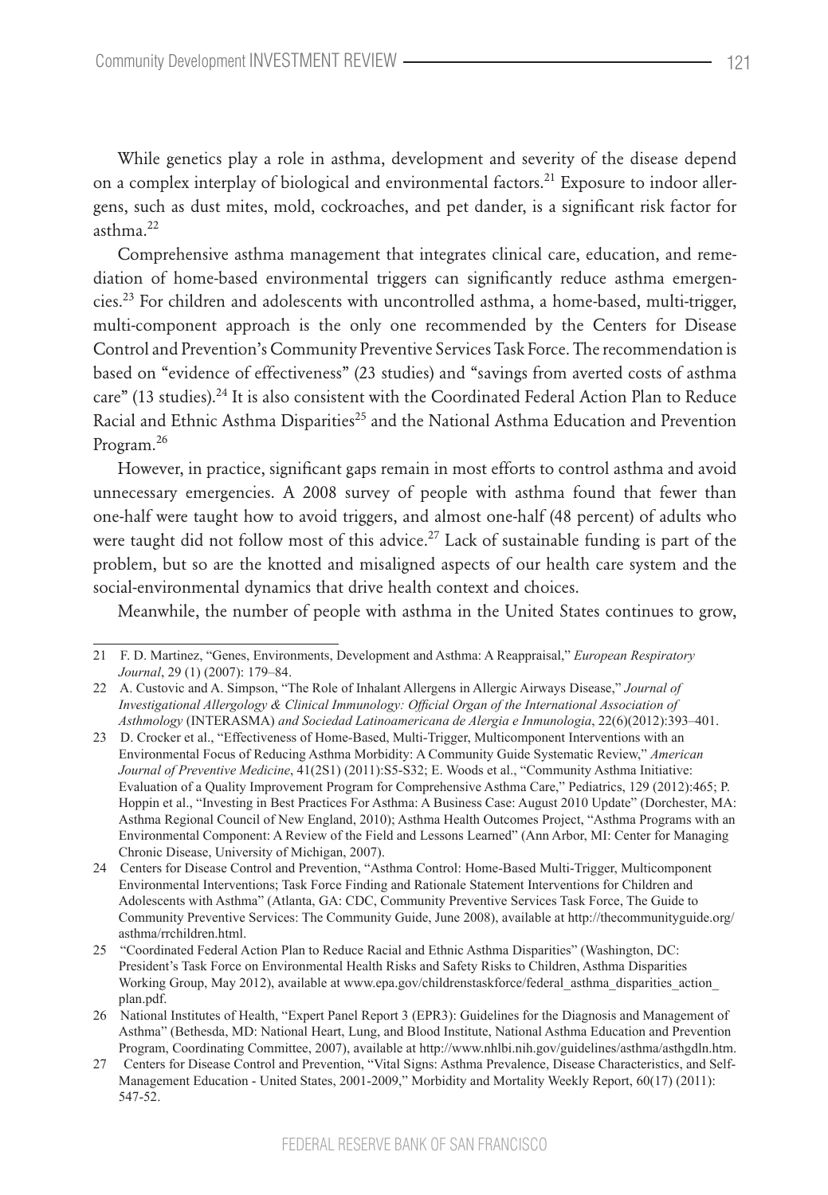While genetics play a role in asthma, development and severity of the disease depend on a complex interplay of biological and environmental factors.[21] Exposure to indoor allergens, such as dust mites, mold, cockroaches, and pet dander, is a significant risk factor for asthma.[22]

Comprehensive asthma management that integrates clinical care, education, and remediation of home-based environmental triggers can significantly reduce asthma emergencies.[23] For children and adolescents with uncontrolled asthma, a home-based, multi-trigger, multi-component approach is the only one recommended by the Centers for Disease Control and Prevention's Community Preventive Services Task Force. The recommendation is based on "evidence of effectiveness" (23 studies) and "savings from averted costs of asthma care" (13 studies).[24] It is also consistent with the Coordinated Federal Action Plan to Reduce Racial and Ethnic Asthma Disparities[25] and the National Asthma Education and Prevention Program.[26]

However, in practice, significant gaps remain in most efforts to control asthma and avoid unnecessary emergencies. A 2008 survey of people with asthma found that fewer than one-half were taught how to avoid triggers, and almost one-half (48 percent) of adults who were taught did not follow most of this advice.[27] Lack of sustainable funding is part of the problem, but so are the knotted and misaligned aspects of our health care system and the social-environmental dynamics that drive health context and choices.

Meanwhile, the number of people with asthma in the United States continues to grow,

---

21 F. D. Martinez, "Genes, Environments, Development and Asthma: A Reappraisal," *European Respiratory Journal*, 29 (1) (2007): 179–84.

22 A. Custovic and A. Simpson, "The Role of Inhalant Allergens in Allergic Airways Disease," *Journal of Investigational Allergology & Clinical Immunology: Official Organ of the International Association of Asthmology* (INTERASMA) *and Sociedad Latinoamericana de Alergia e Inmunologia*, 22(6)(2012):393–401.

23 D. Crocker et al., "Effectiveness of Home-Based, Multi-Trigger, Multicomponent Interventions with an Environmental Focus of Reducing Asthma Morbidity: A Community Guide Systematic Review," *American Journal of Preventive Medicine*, 41(2S1) (2011):S5-S32; E. Woods et al., "Community Asthma Initiative: Evaluation of a Quality Improvement Program for Comprehensive Asthma Care," Pediatrics, 129 (2012):465; P. Hoppin et al., "Investing in Best Practices For Asthma: A Business Case: August 2010 Update" (Dorchester, MA: Asthma Regional Council of New England, 2010); Asthma Health Outcomes Project, "Asthma Programs with an Environmental Component: A Review of the Field and Lessons Learned" (Ann Arbor, MI: Center for Managing Chronic Disease, University of Michigan, 2007).

24 Centers for Disease Control and Prevention, "Asthma Control: Home-Based Multi-Trigger, Multicomponent Environmental Interventions; Task Force Finding and Rationale Statement Interventions for Children and Adolescents with Asthma" (Atlanta, GA: CDC, Community Preventive Services Task Force, The Guide to Community Preventive Services: The Community Guide, June 2008), available at http://thecommunityguide.org/asthma/rrchildren.html.

25 "Coordinated Federal Action Plan to Reduce Racial and Ethnic Asthma Disparities" (Washington, DC: President's Task Force on Environmental Health Risks and Safety Risks to Children, Asthma Disparities Working Group, May 2012), available at www.epa.gov/childrenstaskforce/federal_asthma_disparities_action_plan.pdf.

26 National Institutes of Health, "Expert Panel Report 3 (EPR3): Guidelines for the Diagnosis and Management of Asthma" (Bethesda, MD: National Heart, Lung, and Blood Institute, National Asthma Education and Prevention Program, Coordinating Committee, 2007), available at http://www.nhlbi.nih.gov/guidelines/asthma/asthgdln.htm.

27 Centers for Disease Control and Prevention, "Vital Signs: Asthma Prevalence, Disease Characteristics, and Self-Management Education - United States, 2001-2009," Morbidity and Mortality Weekly Report, 60(17) (2011): 547-52.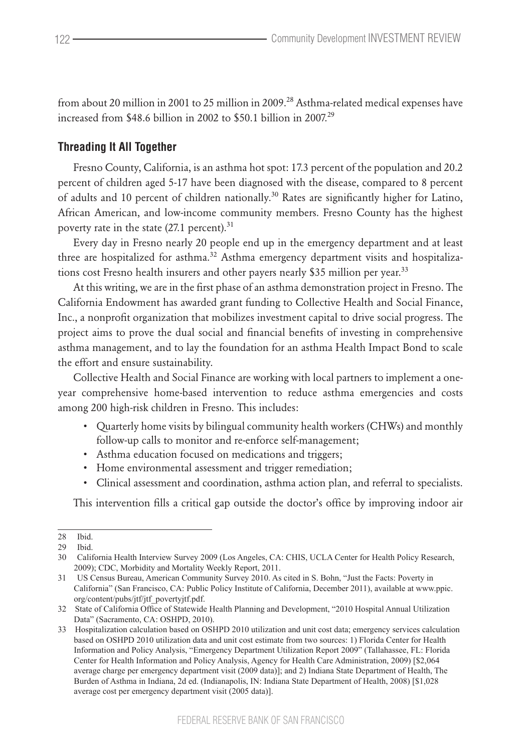from about 20 million in 2001 to 25 million in 2009.[28] Asthma-related medical expenses have increased from $48.6 billion in 2002 to $50.1 billion in 2007.[29]

## Threading It All Together

Fresno County, California, is an asthma hot spot: 17.3 percent of the population and 20.2 percent of children aged 5-17 have been diagnosed with the disease, compared to 8 percent of adults and 10 percent of children nationally.[30] Rates are significantly higher for Latino, African American, and low-income community members. Fresno County has the highest poverty rate in the state (27.1 percent).[31]

Every day in Fresno nearly 20 people end up in the emergency department and at least three are hospitalized for asthma.[32] Asthma emergency department visits and hospitalizations cost Fresno health insurers and other payers nearly $35 million per year.[33]

At this writing, we are in the first phase of an asthma demonstration project in Fresno. The California Endowment has awarded grant funding to Collective Health and Social Finance, Inc., a nonprofit organization that mobilizes investment capital to drive social progress. The project aims to prove the dual social and financial benefits of investing in comprehensive asthma management, and to lay the foundation for an asthma Health Impact Bond to scale the effort and ensure sustainability.

Collective Health and Social Finance are working with local partners to implement a one-year comprehensive home-based intervention to reduce asthma emergencies and costs among 200 high-risk children in Fresno. This includes:

- Quarterly home visits by bilingual community health workers (CHWs) and monthly follow-up calls to monitor and re-enforce self-management;
- Asthma education focused on medications and triggers;
- Home environmental assessment and trigger remediation;
- Clinical assessment and coordination, asthma action plan, and referral to specialists.

This intervention fills a critical gap outside the doctor's office by improving indoor air

---

28 Ibid.

29 Ibid.

30 California Health Interview Survey 2009 (Los Angeles, CA: CHIS, UCLA Center for Health Policy Research, 2009); CDC, Morbidity and Mortality Weekly Report, 2011.

31 US Census Bureau, American Community Survey 2010. As cited in S. Bohn, "Just the Facts: Poverty in California" (San Francisco, CA: Public Policy Institute of California, December 2011), available at www.ppic.org/content/pubs/jtf/jtf_povertyjtf.pdf.

32 State of California Office of Statewide Health Planning and Development, "2010 Hospital Annual Utilization Data" (Sacramento, CA: OSHPD, 2010).

33 Hospitalization calculation based on OSHPD 2010 utilization and unit cost data; emergency services calculation based on OSHPD 2010 utilization data and unit cost estimate from two sources: 1) Florida Center for Health Information and Policy Analysis, "Emergency Department Utilization Report 2009" (Tallahassee, FL: Florida Center for Health Information and Policy Analysis, Agency for Health Care Administration, 2009) [$2,064 average charge per emergency department visit (2009 data)]; and 2) Indiana State Department of Health, The Burden of Asthma in Indiana, 2d ed. (Indianapolis, IN: Indiana State Department of Health, 2008) [$1,028 average cost per emergency department visit (2005 data)].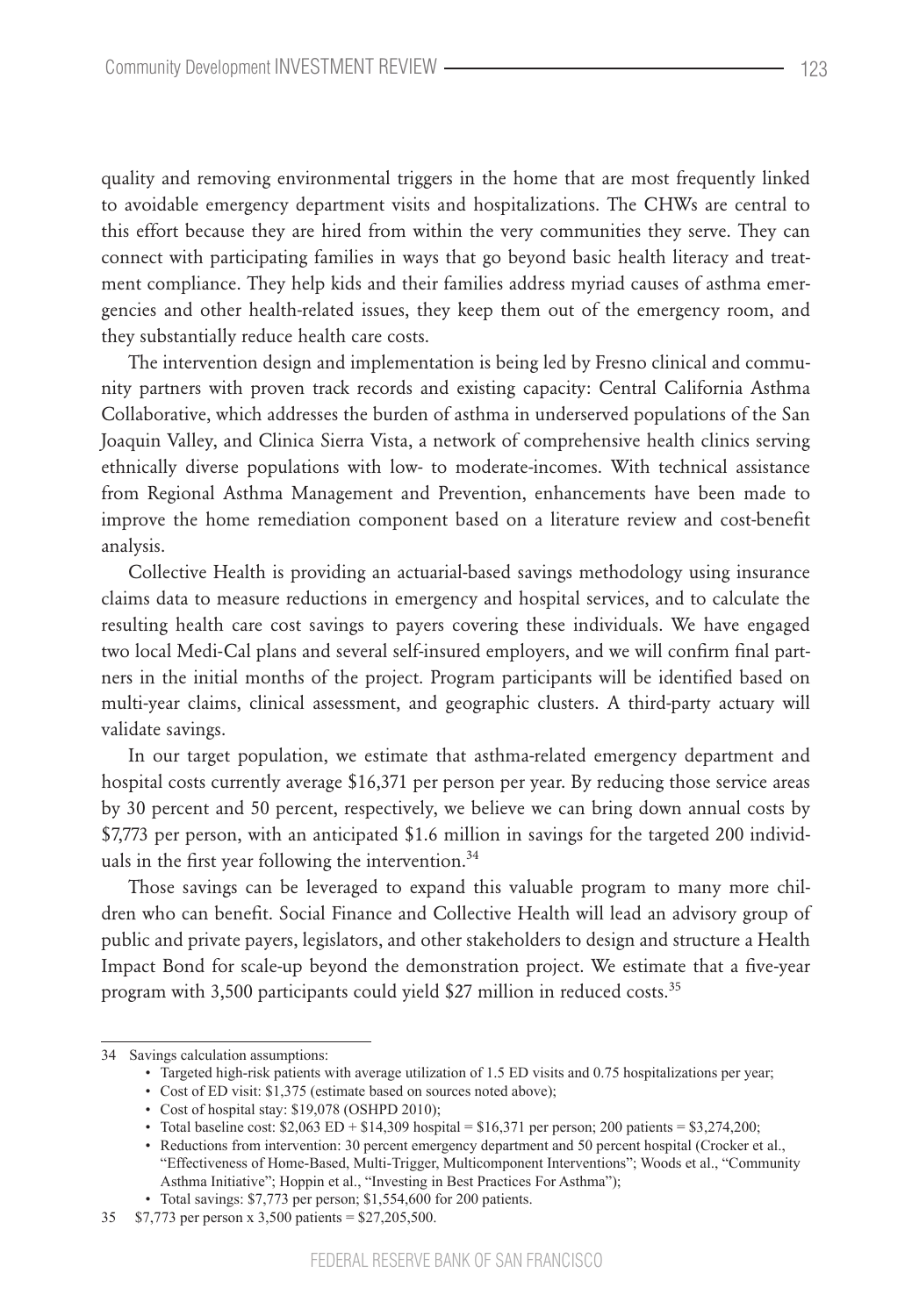quality and removing environmental triggers in the home that are most frequently linked to avoidable emergency department visits and hospitalizations. The CHWs are central to this effort because they are hired from within the very communities they serve. They can connect with participating families in ways that go beyond basic health literacy and treatment compliance. They help kids and their families address myriad causes of asthma emergencies and other health-related issues, they keep them out of the emergency room, and they substantially reduce health care costs.

The intervention design and implementation is being led by Fresno clinical and community partners with proven track records and existing capacity: Central California Asthma Collaborative, which addresses the burden of asthma in underserved populations of the San Joaquin Valley, and Clinica Sierra Vista, a network of comprehensive health clinics serving ethnically diverse populations with low- to moderate-incomes. With technical assistance from Regional Asthma Management and Prevention, enhancements have been made to improve the home remediation component based on a literature review and cost-benefit analysis.

Collective Health is providing an actuarial-based savings methodology using insurance claims data to measure reductions in emergency and hospital services, and to calculate the resulting health care cost savings to payers covering these individuals. We have engaged two local Medi-Cal plans and several self-insured employers, and we will confirm final partners in the initial months of the project. Program participants will be identified based on multi-year claims, clinical assessment, and geographic clusters. A third-party actuary will validate savings.

In our target population, we estimate that asthma-related emergency department and hospital costs currently average $16,371 per person per year. By reducing those service areas by 30 percent and 50 percent, respectively, we believe we can bring down annual costs by $7,773 per person, with an anticipated $1.6 million in savings for the targeted 200 individuals in the first year following the intervention.[34]

Those savings can be leveraged to expand this valuable program to many more children who can benefit. Social Finance and Collective Health will lead an advisory group of public and private payers, legislators, and other stakeholders to design and structure a Health Impact Bond for scale-up beyond the demonstration project. We estimate that a five-year program with 3,500 participants could yield $27 million in reduced costs.[35]

---

34 Savings calculation assumptions:

- Targeted high-risk patients with average utilization of 1.5 ED visits and 0.75 hospitalizations per year;
- Cost of ED visit: $1,375 (estimate based on sources noted above);
- Cost of hospital stay: $19,078 (OSHPD 2010);
- Total baseline cost: $2,063 ED + $14,309 hospital = $16,371 per person; 200 patients = $3,274,200;
- Reductions from intervention: 30 percent emergency department and 50 percent hospital (Crocker et al., "Effectiveness of Home-Based, Multi-Trigger, Multicomponent Interventions"; Woods et al., "Community Asthma Initiative"; Hoppin et al., "Investing in Best Practices For Asthma");
- Total savings: $7,773 per person; $1,554,600 for 200 patients.

35 $7,773 per person x 3,500 patients = $27,205,500.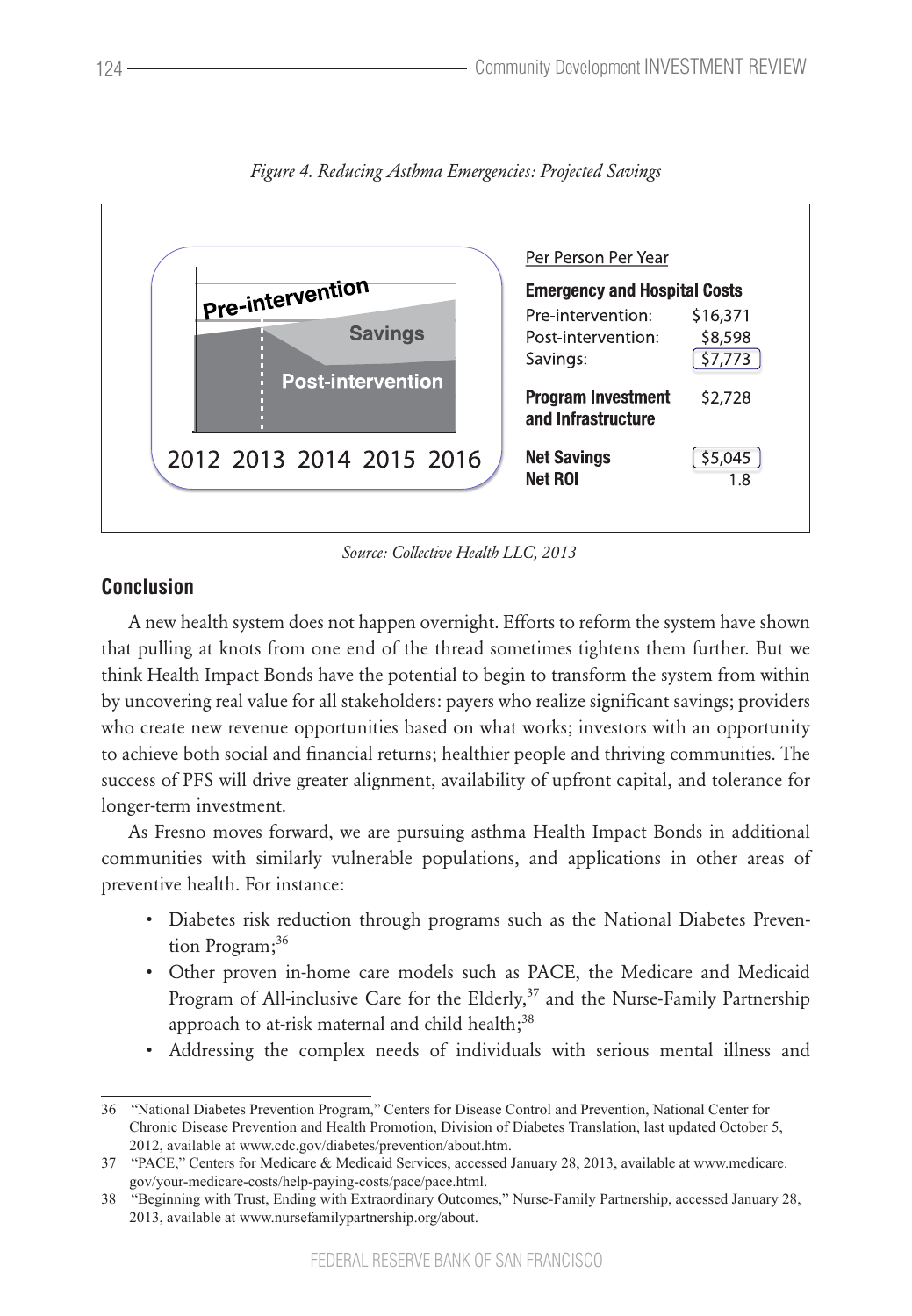*Figure 4. Reducing Asthma Emergencies: Projected Savings*

Per Person Per Year

| **Emergency and Hospital Costs** | |
|---|---|
| Pre-intervention: | $16,371 |
| Post-intervention: | $8,598 |
| Savings: | $7,773 |
| **Program Investment and Infrastructure** | $2,728 |
| **Net Savings** | $5,045 |
| **Net ROI** | 1.8 |

*Source: Collective Health LLC, 2013*

## Conclusion

A new health system does not happen overnight. Efforts to reform the system have shown that pulling at knots from one end of the thread sometimes tightens them further. But we think Health Impact Bonds have the potential to begin to transform the system from within by uncovering real value for all stakeholders: payers who realize significant savings; providers who create new revenue opportunities based on what works; investors with an opportunity to achieve both social and financial returns; healthier people and thriving communities. The success of PFS will drive greater alignment, availability of upfront capital, and tolerance for longer-term investment.

As Fresno moves forward, we are pursuing asthma Health Impact Bonds in additional communities with similarly vulnerable populations, and applications in other areas of preventive health. For instance:

- Diabetes risk reduction through programs such as the National Diabetes Prevention Program;[36]
- Other proven in-home care models such as PACE, the Medicare and Medicaid Program of All-inclusive Care for the Elderly,[37] and the Nurse-Family Partnership approach to at-risk maternal and child health;[38]
- Addressing the complex needs of individuals with serious mental illness and

---

36 "National Diabetes Prevention Program," Centers for Disease Control and Prevention, National Center for Chronic Disease Prevention and Health Promotion, Division of Diabetes Translation, last updated October 5, 2012, available at www.cdc.gov/diabetes/prevention/about.htm.

37 "PACE," Centers for Medicare & Medicaid Services, accessed January 28, 2013, available at www.medicare.gov/your-medicare-costs/help-paying-costs/pace/pace.html.

38 "Beginning with Trust, Ending with Extraordinary Outcomes," Nurse-Family Partnership, accessed January 28, 2013, available at www.nursefamilypartnership.org/about.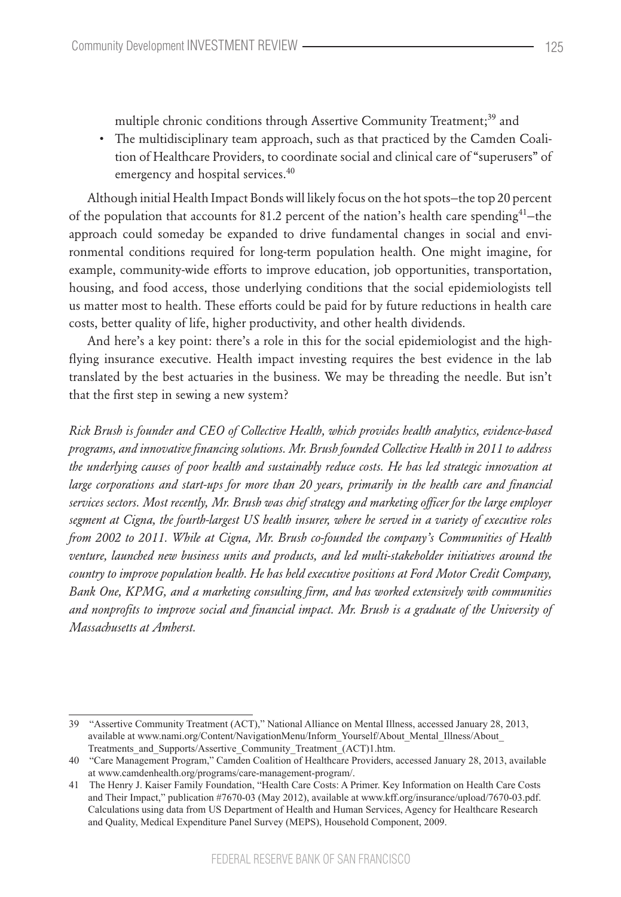multiple chronic conditions through Assertive Community Treatment;[39] and

- The multidisciplinary team approach, such as that practiced by the Camden Coalition of Healthcare Providers, to coordinate social and clinical care of "superusers" of emergency and hospital services.[40]

Although initial Health Impact Bonds will likely focus on the hot spots—the top 20 percent of the population that accounts for 81.2 percent of the nation's health care spending[41]—the approach could someday be expanded to drive fundamental changes in social and environmental conditions required for long-term population health. One might imagine, for example, community-wide efforts to improve education, job opportunities, transportation, housing, and food access, those underlying conditions that the social epidemiologists tell us matter most to health. These efforts could be paid for by future reductions in health care costs, better quality of life, higher productivity, and other health dividends.

And here's a key point: there's a role in this for the social epidemiologist and the high-flying insurance executive. Health impact investing requires the best evidence in the lab translated by the best actuaries in the business. We may be threading the needle. But isn't that the first step in sewing a new system?

*Rick Brush is founder and CEO of Collective Health, which provides health analytics, evidence-based programs, and innovative financing solutions. Mr. Brush founded Collective Health in 2011 to address the underlying causes of poor health and sustainably reduce costs. He has led strategic innovation at large corporations and start-ups for more than 20 years, primarily in the health care and financial services sectors. Most recently, Mr. Brush was chief strategy and marketing officer for the large employer segment at Cigna, the fourth-largest US health insurer, where he served in a variety of executive roles from 2002 to 2011. While at Cigna, Mr. Brush co-founded the company's Communities of Health venture, launched new business units and products, and led multi-stakeholder initiatives around the country to improve population health. He has held executive positions at Ford Motor Credit Company, Bank One, KPMG, and a marketing consulting firm, and has worked extensively with communities and nonprofits to improve social and financial impact. Mr. Brush is a graduate of the University of Massachusetts at Amherst.*

---

39 "Assertive Community Treatment (ACT)," National Alliance on Mental Illness, accessed January 28, 2013, available at www.nami.org/Content/NavigationMenu/Inform_Yourself/About_Mental_Illness/About_Treatments_and_Supports/Assertive_Community_Treatment_(ACT)1.htm.

40 "Care Management Program," Camden Coalition of Healthcare Providers, accessed January 28, 2013, available at www.camdenhealth.org/programs/care-management-program/.

41 The Henry J. Kaiser Family Foundation, "Health Care Costs: A Primer. Key Information on Health Care Costs and Their Impact," publication #7670-03 (May 2012), available at www.kff.org/insurance/upload/7670-03.pdf. Calculations using data from US Department of Health and Human Services, Agency for Healthcare Research and Quality, Medical Expenditure Panel Survey (MEPS), Household Component, 2009.